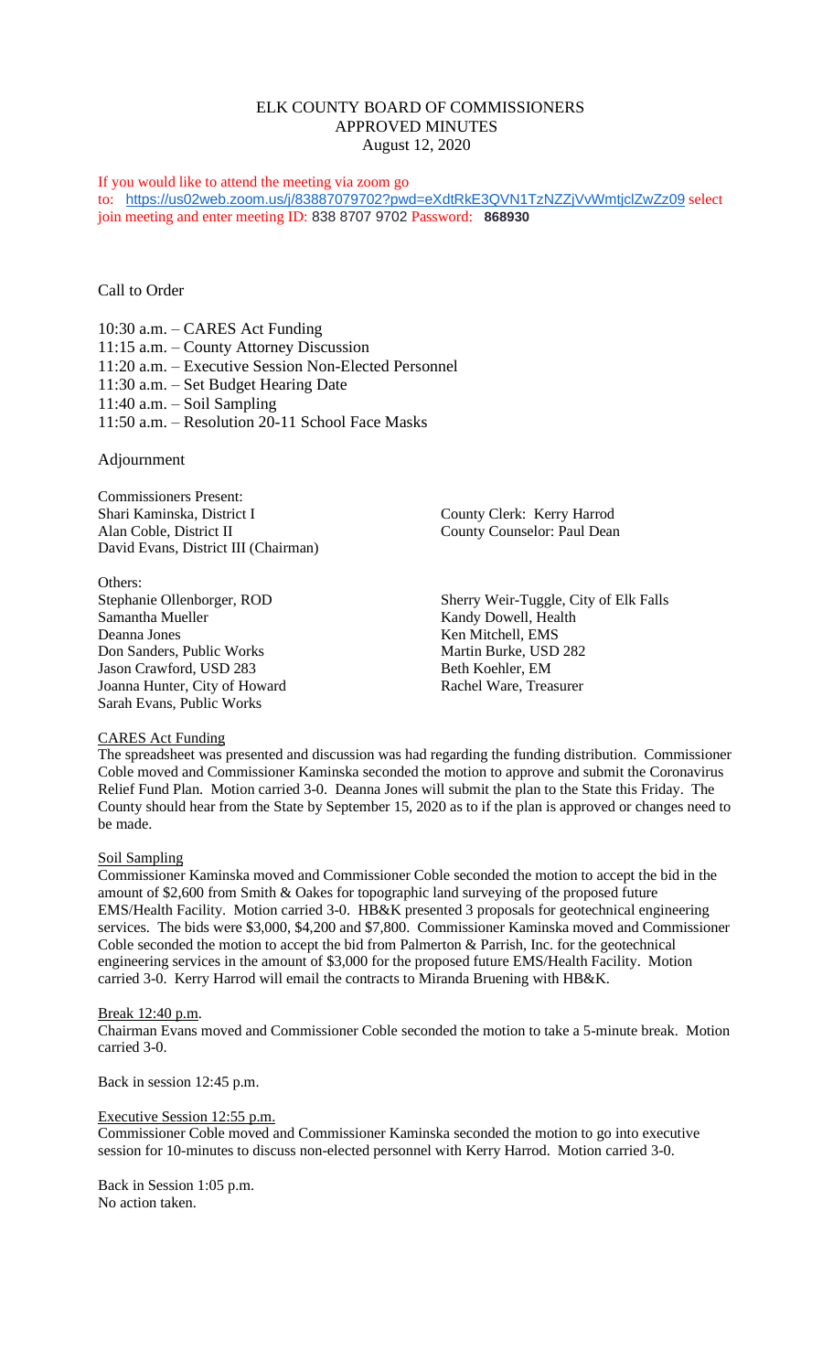# ELK COUNTY BOARD OF COMMISSIONERS
## APPROVED MINUTES
August 12, 2020

If you would like to attend the meeting via zoom go to: https://us02web.zoom.us/j/83887079702?pwd=eXdtRkE3QVN1TzNZZjVvWmtjclZwZz09 select join meeting and enter meeting ID: 838 8707 9702 Password: **868930**

Call to Order

10:30 a.m. – CARES Act Funding
11:15 a.m. – County Attorney Discussion
11:20 a.m. – Executive Session Non-Elected Personnel
11:30 a.m. – Set Budget Hearing Date
11:40 a.m. – Soil Sampling
11:50 a.m. – Resolution 20-11 School Face Masks

Adjournment

Commissioners Present:
Shari Kaminska, District I
Alan Coble, District II
David Evans, District III (Chairman)

County Clerk: Kerry Harrod
County Counselor: Paul Dean

Others:
Stephanie Ollenborger, ROD
Samantha Mueller
Deanna Jones
Don Sanders, Public Works
Jason Crawford, USD 283
Joanna Hunter, City of Howard
Sarah Evans, Public Works
Sherry Weir-Tuggle, City of Elk Falls
Kandy Dowell, Health
Ken Mitchell, EMS
Martin Burke, USD 282
Beth Koehler, EM
Rachel Ware, Treasurer

CARES Act Funding

The spreadsheet was presented and discussion was had regarding the funding distribution. Commissioner Coble moved and Commissioner Kaminska seconded the motion to approve and submit the Coronavirus Relief Fund Plan. Motion carried 3-0. Deanna Jones will submit the plan to the State this Friday. The County should hear from the State by September 15, 2020 as to if the plan is approved or changes need to be made.

Soil Sampling

Commissioner Kaminska moved and Commissioner Coble seconded the motion to accept the bid in the amount of $2,600 from Smith & Oakes for topographic land surveying of the proposed future EMS/Health Facility. Motion carried 3-0. HB&K presented 3 proposals for geotechnical engineering services. The bids were $3,000, $4,200 and $7,800. Commissioner Kaminska moved and Commissioner Coble seconded the motion to accept the bid from Palmerton & Parrish, Inc. for the geotechnical engineering services in the amount of $3,000 for the proposed future EMS/Health Facility. Motion carried 3-0. Kerry Harrod will email the contracts to Miranda Bruening with HB&K.

Break 12:40 p.m.

Chairman Evans moved and Commissioner Coble seconded the motion to take a 5-minute break. Motion carried 3-0.

Back in session 12:45 p.m.

Executive Session 12:55 p.m.

Commissioner Coble moved and Commissioner Kaminska seconded the motion to go into executive session for 10-minutes to discuss non-elected personnel with Kerry Harrod. Motion carried 3-0.

Back in Session 1:05 p.m.
No action taken.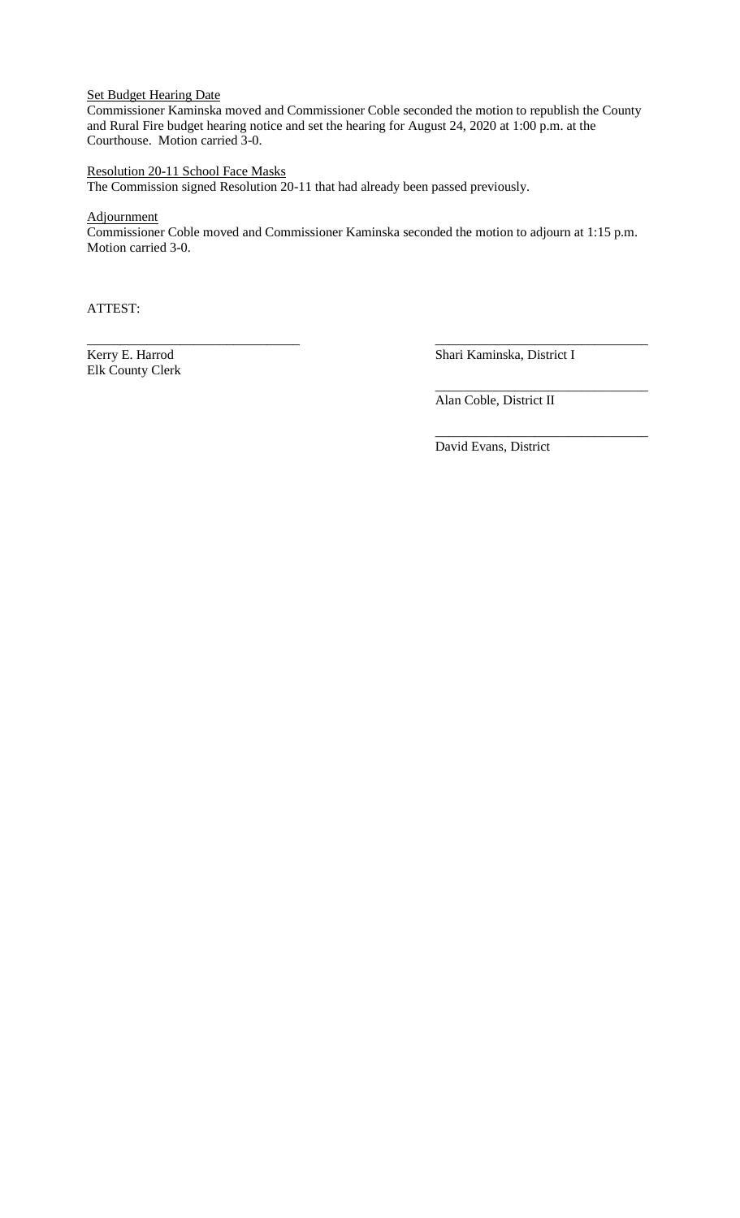Set Budget Hearing Date

Commissioner Kaminska moved and Commissioner Coble seconded the motion to republish the County and Rural Fire budget hearing notice and set the hearing for August 24, 2020 at 1:00 p.m. at the Courthouse. Motion carried 3-0.

Resolution 20-11 School Face Masks

The Commission signed Resolution 20-11 that had already been passed previously.

Adjournment

Commissioner Coble moved and Commissioner Kaminska seconded the motion to adjourn at 1:15 p.m. Motion carried 3-0.

ATTEST:

\_\_\_\_\_\_\_\_\_\_\_\_\_\_\_\_\_\_\_\_\_\_\_\_\_\_\_\_\_\_\_\_
Kerry E. Harrod
Elk County Clerk

\_\_\_\_\_\_\_\_\_\_\_\_\_\_\_\_\_\_\_\_\_\_\_\_\_\_\_\_\_\_\_\_
Shari Kaminska, District I

\_\_\_\_\_\_\_\_\_\_\_\_\_\_\_\_\_\_\_\_\_\_\_\_\_\_\_\_\_\_\_\_
Alan Coble, District II

\_\_\_\_\_\_\_\_\_\_\_\_\_\_\_\_\_\_\_\_\_\_\_\_\_\_\_\_\_\_\_\_
David Evans, District